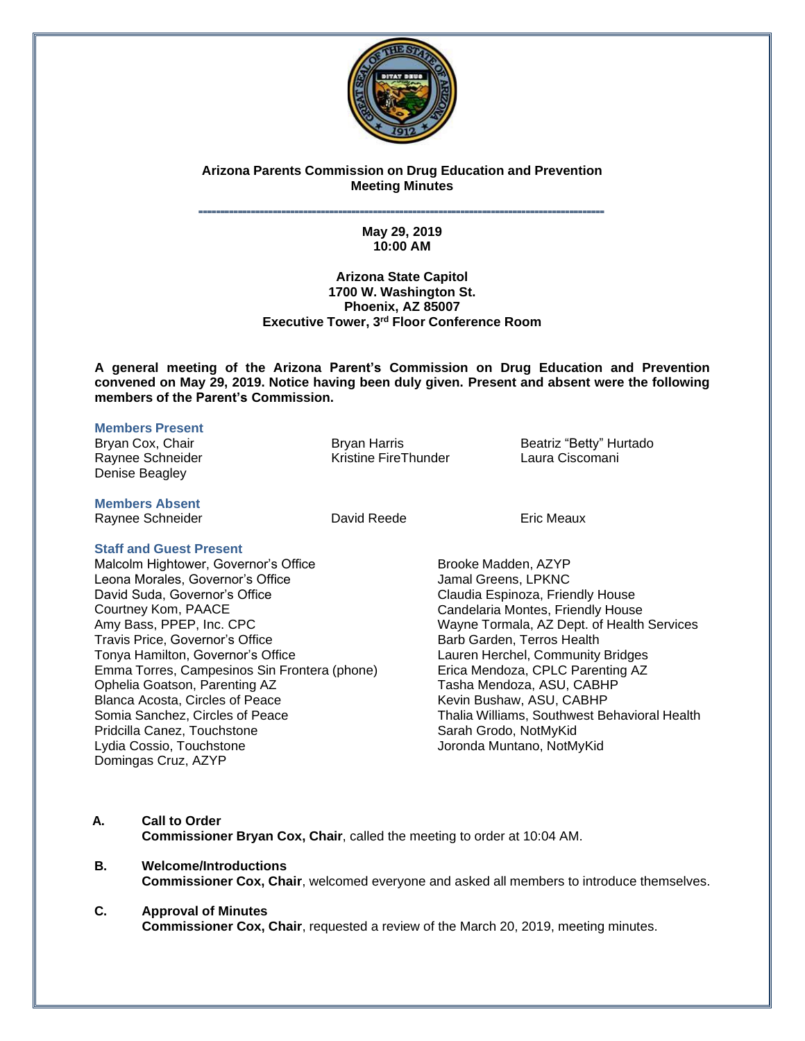**Arizona Parents Commission on Drug Education and Prevention**
**Meeting Minutes**

---

**May 29, 2019**
**10:00 AM**

**Arizona State Capitol**
**1700 W. Washington St.**
**Phoenix, AZ 85007**
**Executive Tower, 3rd Floor Conference Room**

**A general meeting of the Arizona Parent's Commission on Drug Education and Prevention convened on May 29, 2019. Notice having been duly given. Present and absent were the following members of the Parent's Commission.**

### Members Present

Bryan Cox, Chair
Raynee Schneider
Denise Beagley
Bryan Harris
Kristine FireThunder
Beatriz "Betty" Hurtado
Laura Ciscomani

### Members Absent

Raynee Schneider
David Reede
Eric Meaux

### Staff and Guest Present

Malcolm Hightower, Governor's Office
Leona Morales, Governor's Office
David Suda, Governor's Office
Courtney Kom, PAACE
Amy Bass, PPEP, Inc. CPC
Travis Price, Governor's Office
Tonya Hamilton, Governor's Office
Emma Torres, Campesinos Sin Frontera (phone)
Ophelia Goatson, Parenting AZ
Blanca Acosta, Circles of Peace
Somia Sanchez, Circles of Peace
Pridcilla Canez, Touchstone
Lydia Cossio, Touchstone
Domingas Cruz, AZYP
Brooke Madden, AZYP
Jamal Greens, LPKNC
Claudia Espinoza, Friendly House
Candelaria Montes, Friendly House
Wayne Tormala, AZ Dept. of Health Services
Barb Garden, Terros Health
Lauren Herchel, Community Bridges
Erica Mendoza, CPLC Parenting AZ
Tasha Mendoza, ASU, CABHP
Kevin Bushaw, ASU, CABHP
Thalia Williams, Southwest Behavioral Health
Sarah Grodo, NotMyKid
Joronda Muntano, NotMyKid

**A. Call to Order**
**Commissioner Bryan Cox, Chair**, called the meeting to order at 10:04 AM.

**B. Welcome/Introductions**
**Commissioner Cox, Chair**, welcomed everyone and asked all members to introduce themselves.

**C. Approval of Minutes**
**Commissioner Cox, Chair**, requested a review of the March 20, 2019, meeting minutes.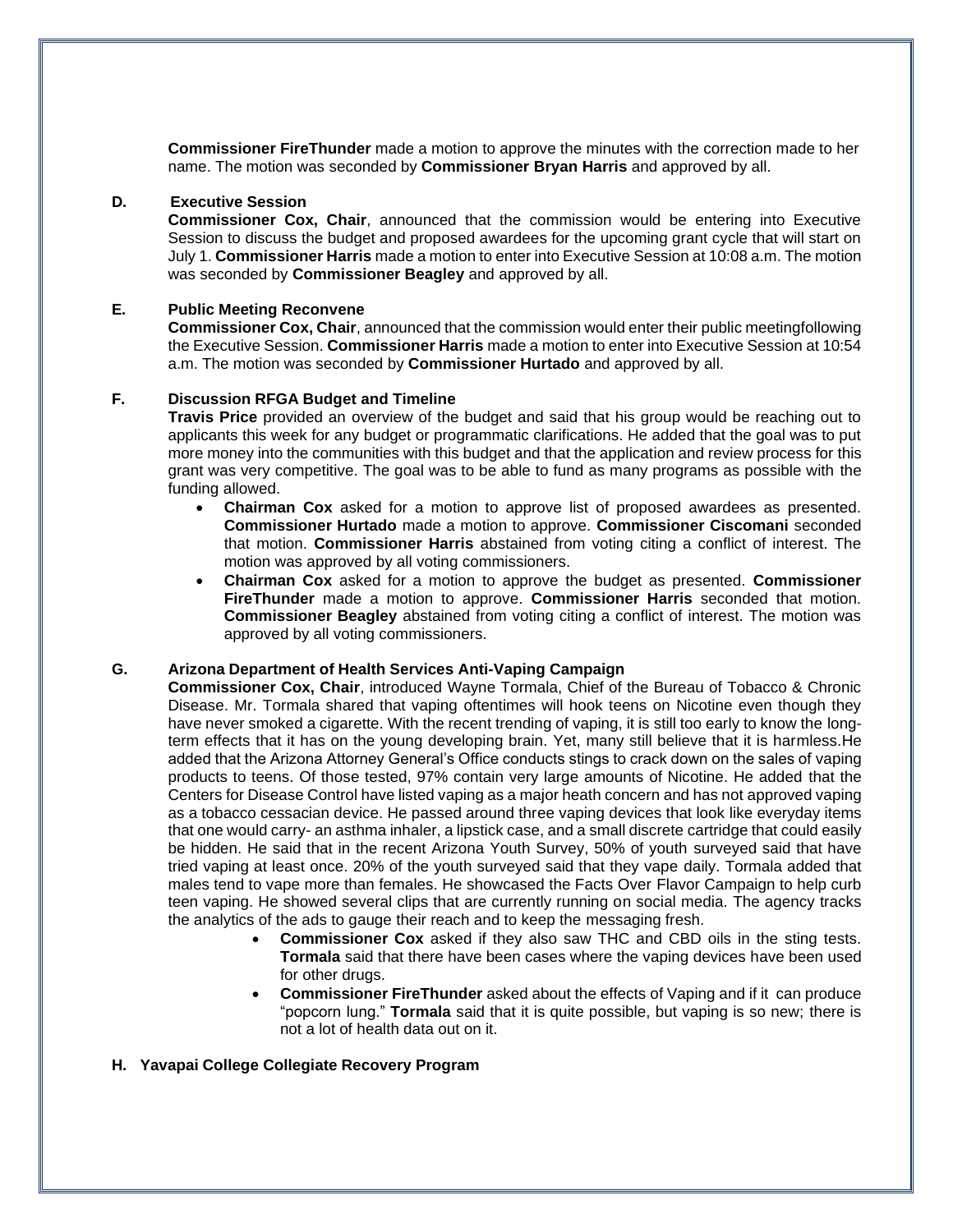**Commissioner FireThunder** made a motion to approve the minutes with the correction made to her name. The motion was seconded by **Commissioner Bryan Harris** and approved by all.

**D. Executive Session**

**Commissioner Cox, Chair**, announced that the commission would be entering into Executive Session to discuss the budget and proposed awardees for the upcoming grant cycle that will start on July 1. **Commissioner Harris** made a motion to enter into Executive Session at 10:08 a.m. The motion was seconded by **Commissioner Beagley** and approved by all.

**E. Public Meeting Reconvene**

**Commissioner Cox, Chair**, announced that the commission would enter their public meetingfollowing the Executive Session. **Commissioner Harris** made a motion to enter into Executive Session at 10:54 a.m. The motion was seconded by **Commissioner Hurtado** and approved by all.

**F. Discussion RFGA Budget and Timeline**

**Travis Price** provided an overview of the budget and said that his group would be reaching out to applicants this week for any budget or programmatic clarifications. He added that the goal was to put more money into the communities with this budget and that the application and review process for this grant was very competitive. The goal was to be able to fund as many programs as possible with the funding allowed.

- **Chairman Cox** asked for a motion to approve list of proposed awardees as presented. **Commissioner Hurtado** made a motion to approve. **Commissioner Ciscomani** seconded that motion. **Commissioner Harris** abstained from voting citing a conflict of interest. The motion was approved by all voting commissioners.
- **Chairman Cox** asked for a motion to approve the budget as presented. **Commissioner FireThunder** made a motion to approve. **Commissioner Harris** seconded that motion. **Commissioner Beagley** abstained from voting citing a conflict of interest. The motion was approved by all voting commissioners.

**G. Arizona Department of Health Services Anti-Vaping Campaign**

**Commissioner Cox, Chair**, introduced Wayne Tormala, Chief of the Bureau of Tobacco & Chronic Disease. Mr. Tormala shared that vaping oftentimes will hook teens on Nicotine even though they have never smoked a cigarette. With the recent trending of vaping, it is still too early to know the long-term effects that it has on the young developing brain. Yet, many still believe that it is harmless.He added that the Arizona Attorney General's Office conducts stings to crack down on the sales of vaping products to teens. Of those tested, 97% contain very large amounts of Nicotine. He added that the Centers for Disease Control have listed vaping as a major heath concern and has not approved vaping as a tobacco cessacian device. He passed around three vaping devices that look like everyday items that one would carry- an asthma inhaler, a lipstick case, and a small discrete cartridge that could easily be hidden. He said that in the recent Arizona Youth Survey, 50% of youth surveyed said that have tried vaping at least once. 20% of the youth surveyed said that they vape daily. Tormala added that males tend to vape more than females. He showcased the Facts Over Flavor Campaign to help curb teen vaping. He showed several clips that are currently running on social media. The agency tracks the analytics of the ads to gauge their reach and to keep the messaging fresh.

- **Commissioner Cox** asked if they also saw THC and CBD oils in the sting tests. **Tormala** said that there have been cases where the vaping devices have been used for other drugs.
- **Commissioner FireThunder** asked about the effects of Vaping and if it can produce "popcorn lung." **Tormala** said that it is quite possible, but vaping is so new; there is not a lot of health data out on it.

**H. Yavapai College Collegiate Recovery Program**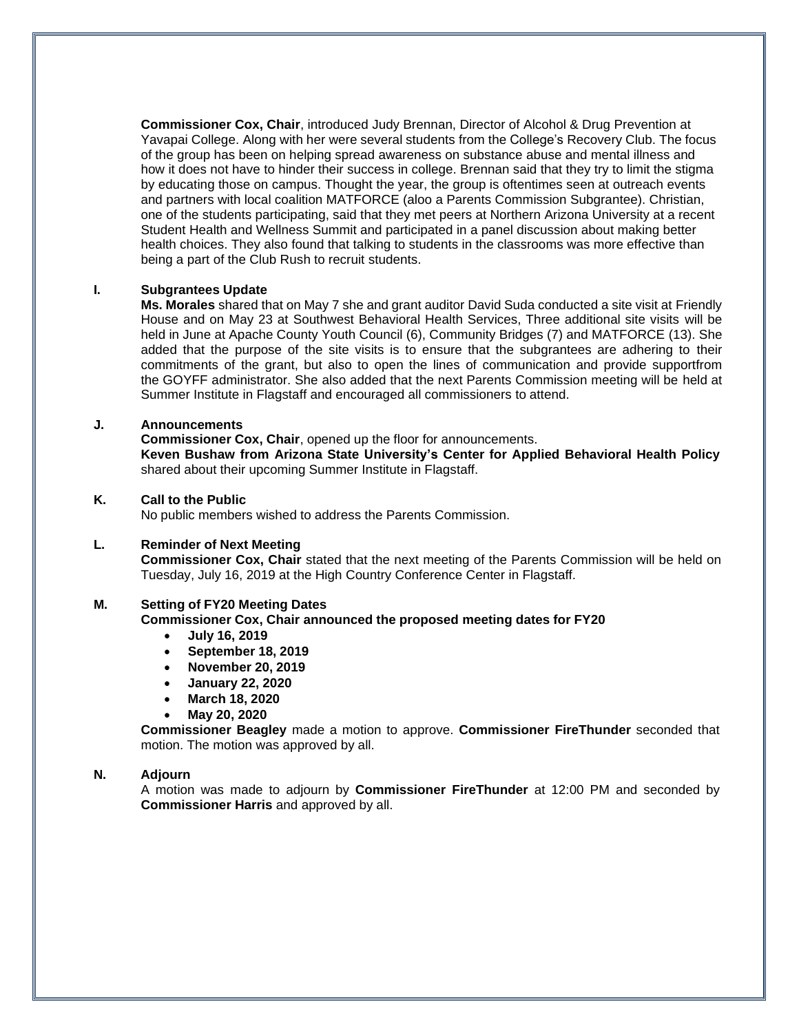**Commissioner Cox, Chair**, introduced Judy Brennan, Director of Alcohol & Drug Prevention at Yavapai College. Along with her were several students from the College's Recovery Club. The focus of the group has been on helping spread awareness on substance abuse and mental illness and how it does not have to hinder their success in college. Brennan said that they try to limit the stigma by educating those on campus. Thought the year, the group is oftentimes seen at outreach events and partners with local coalition MATFORCE (aloo a Parents Commission Subgrantee). Christian, one of the students participating, said that they met peers at Northern Arizona University at a recent Student Health and Wellness Summit and participated in a panel discussion about making better health choices. They also found that talking to students in the classrooms was more effective than being a part of the Club Rush to recruit students.

**I. Subgrantees Update**

**Ms. Morales** shared that on May 7 she and grant auditor David Suda conducted a site visit at Friendly House and on May 23 at Southwest Behavioral Health Services, Three additional site visits will be held in June at Apache County Youth Council (6), Community Bridges (7) and MATFORCE (13). She added that the purpose of the site visits is to ensure that the subgrantees are adhering to their commitments of the grant, but also to open the lines of communication and provide supportfrom the GOYFF administrator. She also added that the next Parents Commission meeting will be held at Summer Institute in Flagstaff and encouraged all commissioners to attend.

**J. Announcements**

**Commissioner Cox, Chair**, opened up the floor for announcements.
**Keven Bushaw from Arizona State University's Center for Applied Behavioral Health Policy** shared about their upcoming Summer Institute in Flagstaff.

**K. Call to the Public**

No public members wished to address the Parents Commission.

**L. Reminder of Next Meeting**

**Commissioner Cox, Chair** stated that the next meeting of the Parents Commission will be held on Tuesday, July 16, 2019 at the High Country Conference Center in Flagstaff.

**M. Setting of FY20 Meeting Dates**

**Commissioner Cox, Chair announced the proposed meeting dates for FY20**

- **July 16, 2019**
- **September 18, 2019**
- **November 20, 2019**
- **January 22, 2020**
- **March 18, 2020**
- **May 20, 2020**

**Commissioner Beagley** made a motion to approve. **Commissioner FireThunder** seconded that motion. The motion was approved by all.

**N. Adjourn**

A motion was made to adjourn by **Commissioner FireThunder** at 12:00 PM and seconded by **Commissioner Harris** and approved by all.